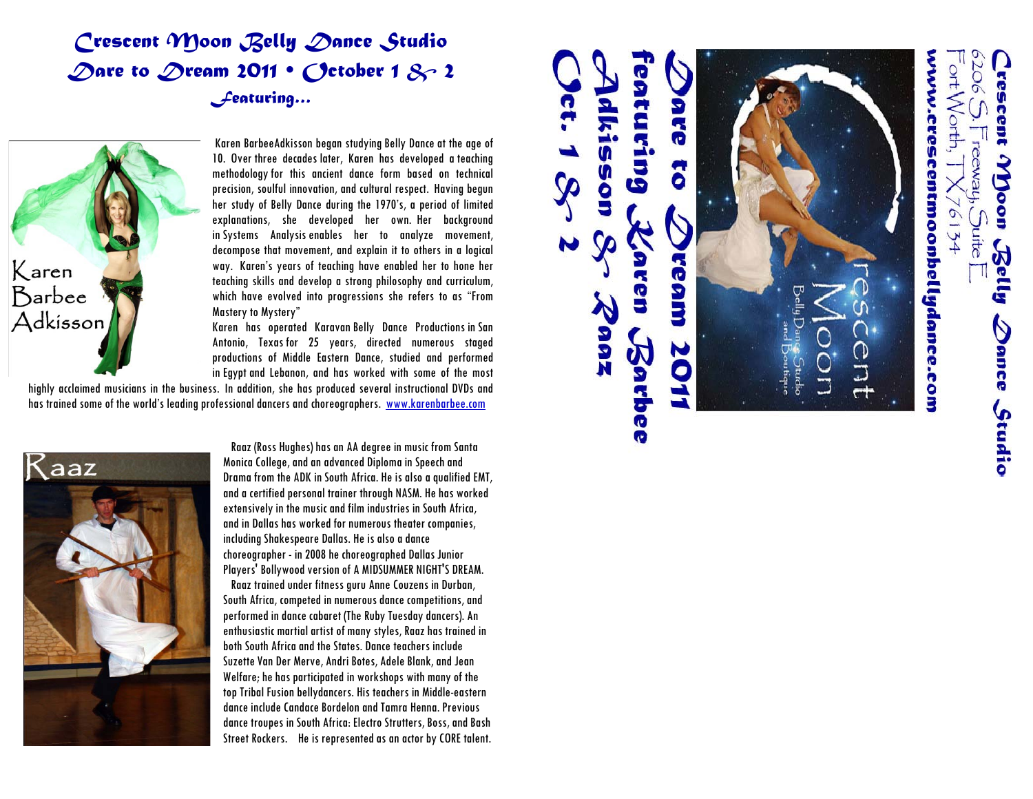# Crescent Moon Belly Dance Studio

## Dare to Dream 2011 • October 1 & 2

### Featuring...

Karen Barbee Adkisson

Karen BarbeeAdkisson began studying Belly Dance at the age of 10. Over three decades later, Karen has developed a teaching methodology for this ancient dance form based on technical precision, soulful innovation, and cultural respect. Having begun her study of Belly Dance during the 1970's, a period of limited explanations, she developed her own. Her background in Systems Analysis enables her to analyze movement, decompose that movement, and explain it to others in a logical way. Karen's years of teaching have enabled her to hone her teaching skills and develop a strong philosophy and curriculum, which have evolved into progressions she refers to as "From Mastery to Mystery"

Karen has operated Karavan Belly Dance Productions in San Antonio, Texas for 25 years, directed numerous staged productions of Middle Eastern Dance, studied and performed in Egypt and Lebanon, and has worked with some of the most highly acclaimed musicians in the business. In addition, she has produced several instructional DVDs and has trained some of the world's leading professional dancers and choreographers. www.karenbarbee.com

Raaz

Raaz (Ross Hughes) has an AA degree in music from Santa Monica College, and an advanced Diploma in Speech and Drama from the ADK in South Africa. He is also a qualified EMT, and a certified personal trainer through NASM. He has worked extensively in the music and film industries in South Africa, and in Dallas has worked for numerous theater companies, including Shakespeare Dallas. He is also a dance choreographer - in 2008 he choreographed Dallas Junior Players' Bollywood version of A MIDSUMMER NIGHT'S DREAM.

Raaz trained under fitness guru Anne Couzens in Durban, South Africa, competed in numerous dance competitions, and performed in dance cabaret (The Ruby Tuesday dancers). An enthusiastic martial artist of many styles, Raaz has trained in both South Africa and the States. Dance teachers include Suzette Van Der Merve, Andri Botes, Adele Blank, and Jean Welfare; he has participated in workshops with many of the top Tribal Fusion bellydancers. His teachers in Middle-eastern dance include Candace Bordelon and Tamra Henna. Previous dance troupes in South Africa: Electro Strutters, Boss, and Bash Street Rockers. He is represented as an actor by CORE talent.

---

# Crescent Moon Belly Dance Studio

6206 S. Freeway, Suite E
Fort Worth, TX 76134
www.crescentmoonbellydance.com

Crescent Moon
Belly Dance Studio
and Boutique

## Dare to Dream 2011
## featuring Karen Barbee Adkisson & Raaz
## Oct. 1 & 2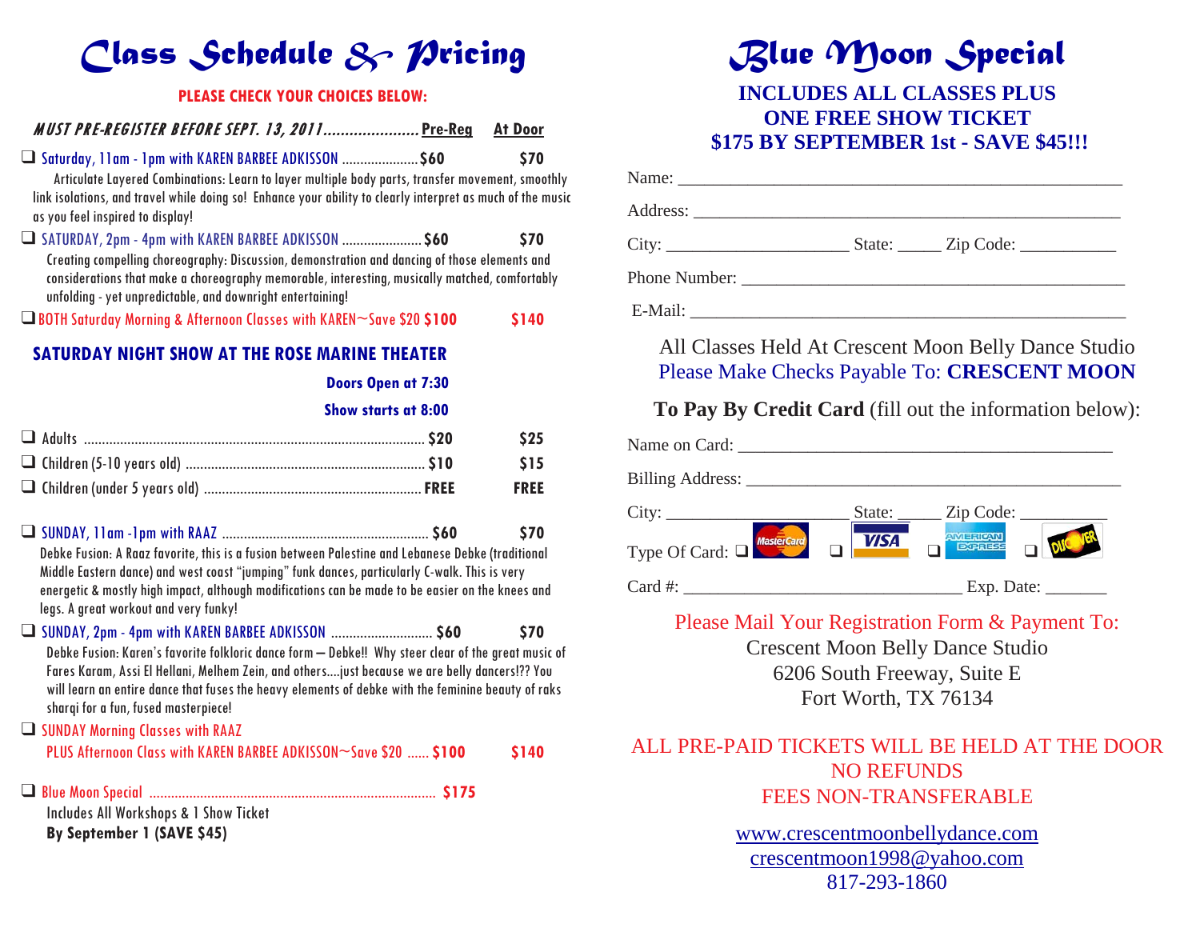# Class Schedule & Pricing

**PLEASE CHECK YOUR CHOICES BELOW:**

| ***MUST PRE-REGISTER BEFORE SEPT. 13, 2011......................*** | **Pre-Reg** | **At Door** |
|---|---|---|
| ❑ Saturday, 11am - 1pm with KAREN BARBEE ADKISSON .................... | **$60** | **$70** |

Articulate Layered Combinations: Learn to layer multiple body parts, transfer movement, smoothly link isolations, and travel while doing so! Enhance your ability to clearly interpret as much of the music as you feel inspired to display!

| | | |
|---|---|---|
| ❑ SATURDAY, 2pm - 4pm with KAREN BARBEE ADKISSON ...................... | **$60** | **$70** |

Creating compelling choreography: Discussion, demonstration and dancing of those elements and considerations that make a choreography memorable, interesting, musically matched, comfortably unfolding - yet unpredictable, and downright entertaining!

| | | |
|---|---|---|
| ❑ BOTH Saturday Morning & Afternoon Classes with KAREN~Save $20 | **$100** | **$140** |

## SATURDAY NIGHT SHOW AT THE ROSE MARINE THEATER

**Doors Open at 7:30**

**Show starts at 8:00**

| | | |
|---|---|---|
| ❑ Adults .......................................................................................... | **$20** | **$25** |
| ❑ Children (5-10 years old) ................................................................. | **$10** | **$15** |
| ❑ Children (under 5 years old) ........................................................... | **FREE** | **FREE** |

| | | |
|---|---|---|
| ❑ SUNDAY, 11am -1pm with RAAZ ........................................................ | **$60** | **$70** |

Debke Fusion: A Raaz favorite, this is a fusion between Palestine and Lebanese Debke (traditional Middle Eastern dance) and west coast "jumping" funk dances, particularly C-walk. This is very energetic & mostly high impact, although modifications can be made to be easier on the knees and legs. A great workout and very funky!

| | | |
|---|---|---|
| ❑ SUNDAY, 2pm - 4pm with KAREN BARBEE ADKISSON ........................... | **$60** | **$70** |

Debke Fusion: Karen's favorite folkloric dance form – Debke!! Why steer clear of the great music of Fares Karam, Assi El Hellani, Melhem Zein, and others....just because we are belly dancers!?? You will learn an entire dance that fuses the heavy elements of debke with the feminine beauty of raks sharqi for a fun, fused masterpiece!

| | | |
|---|---|---|
| ❑ SUNDAY Morning Classes with RAAZ PLUS Afternoon Class with KAREN BARBEE ADKISSON~Save $20 ...... | **$100** | **$140** |

| | | |
|---|---|---|
| ❑ Blue Moon Special ............................................................................ | **$175** | |

Includes All Workshops & 1 Show Ticket
**By September 1 (SAVE $45)**

# Blue Moon Special

**INCLUDES ALL CLASSES PLUS ONE FREE SHOW TICKET $175 BY SEPTEMBER 1st - SAVE $45!!!**

Name: ______________________________________________

Address: ____________________________________________

City: ____________________ State: _____ Zip Code: ___________

Phone Number: ______________________________________

E-Mail: ______________________________________________

All Classes Held At Crescent Moon Belly Dance Studio
Please Make Checks Payable To: **CRESCENT MOON**

**To Pay By Credit Card** (fill out the information below):

Name on Card: ________________________________________

Billing Address: ______________________________________

City: ____________________ State: _____ Zip Code: _________

Type Of Card: ❑ MasterCard ❑ VISA ❑ AMERICAN EXPRESS ❑ DISCOVER

Card #: _______________________________ Exp. Date: _______

Please Mail Your Registration Form & Payment To:
Crescent Moon Belly Dance Studio
6206 South Freeway, Suite E
Fort Worth, TX 76134

ALL PRE-PAID TICKETS WILL BE HELD AT THE DOOR
NO REFUNDS
FEES NON-TRANSFERABLE

www.crescentmoonbellydance.com
crescentmoon1998@yahoo.com
817-293-1860